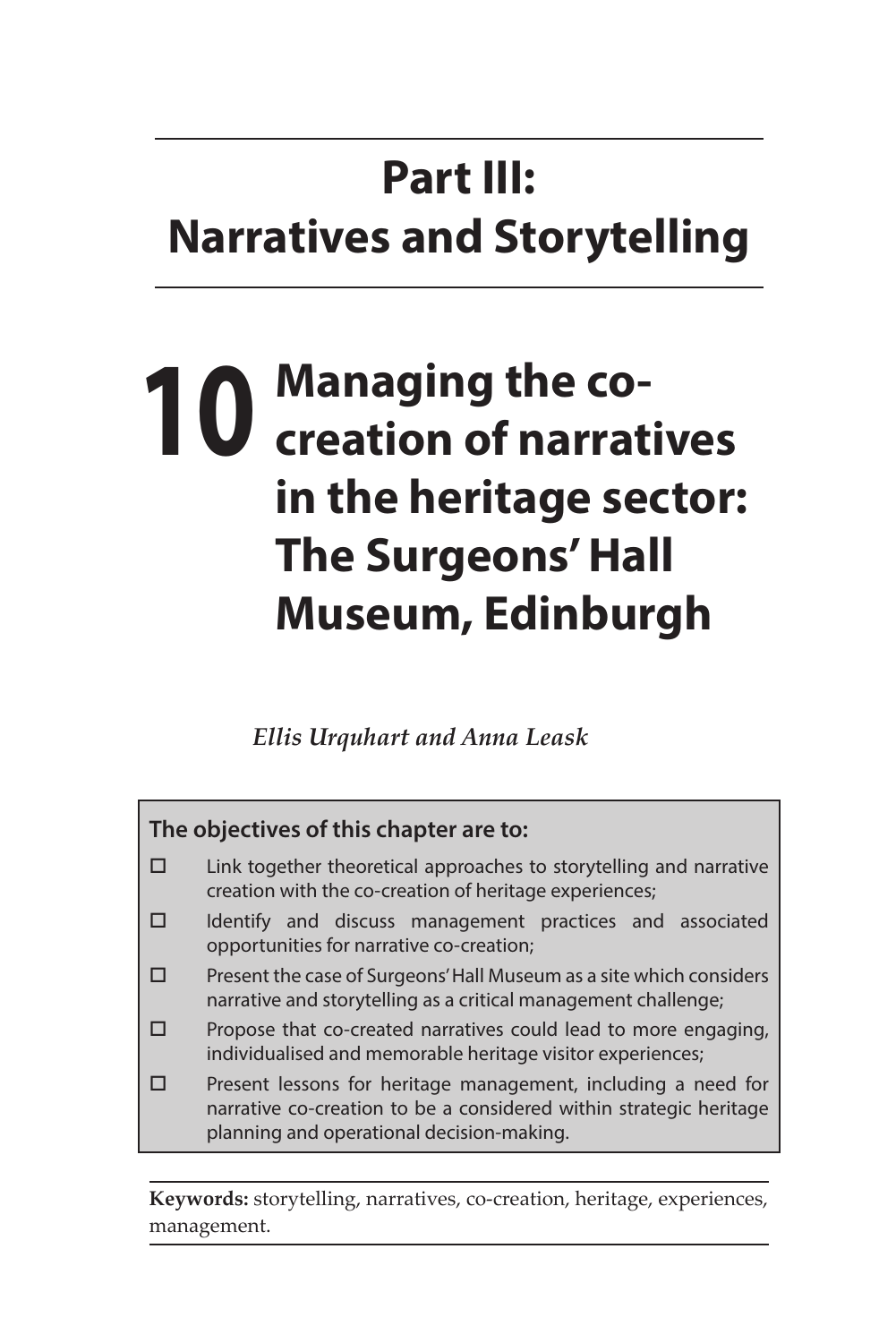# Part III: Narratives and Storytelling

## 10 Managing the co-creation of narratives in the heritage sector: The Surgeons' Hall Museum, Edinburgh

*Ellis Urquhart and Anna Leask*

**The objectives of this chapter are to:**

- Link together theoretical approaches to storytelling and narrative creation with the co-creation of heritage experiences;
- Identify and discuss management practices and associated opportunities for narrative co-creation;
- Present the case of Surgeons' Hall Museum as a site which considers narrative and storytelling as a critical management challenge;
- Propose that co-created narratives could lead to more engaging, individualised and memorable heritage visitor experiences;
- Present lessons for heritage management, including a need for narrative co-creation to be a considered within strategic heritage planning and operational decision-making.

**Keywords:** storytelling, narratives, co-creation, heritage, experiences, management.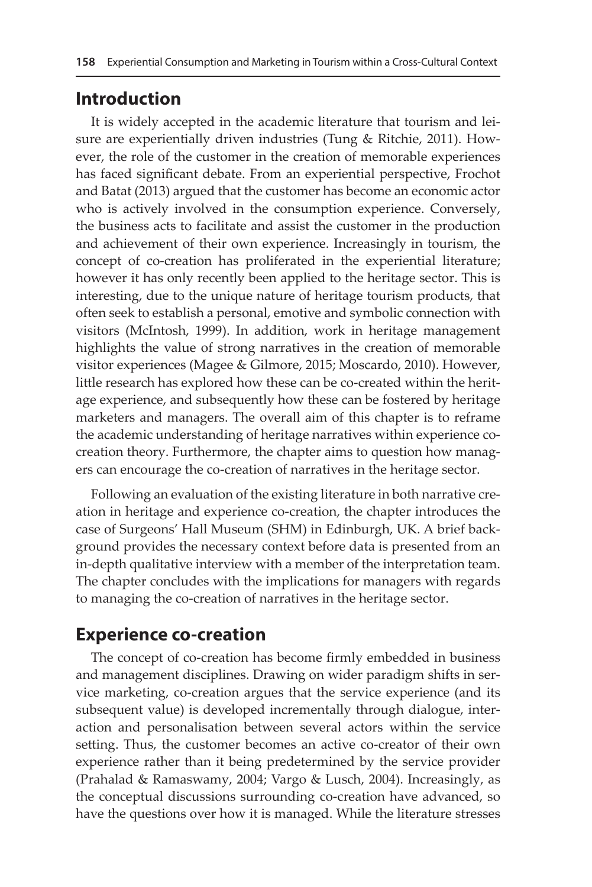## Introduction

It is widely accepted in the academic literature that tourism and leisure are experientially driven industries (Tung & Ritchie, 2011). However, the role of the customer in the creation of memorable experiences has faced significant debate. From an experiential perspective, Frochot and Batat (2013) argued that the customer has become an economic actor who is actively involved in the consumption experience. Conversely, the business acts to facilitate and assist the customer in the production and achievement of their own experience. Increasingly in tourism, the concept of co-creation has proliferated in the experiential literature; however it has only recently been applied to the heritage sector. This is interesting, due to the unique nature of heritage tourism products, that often seek to establish a personal, emotive and symbolic connection with visitors (McIntosh, 1999). In addition, work in heritage management highlights the value of strong narratives in the creation of memorable visitor experiences (Magee & Gilmore, 2015; Moscardo, 2010). However, little research has explored how these can be co-created within the heritage experience, and subsequently how these can be fostered by heritage marketers and managers. The overall aim of this chapter is to reframe the academic understanding of heritage narratives within experience co-creation theory. Furthermore, the chapter aims to question how managers can encourage the co-creation of narratives in the heritage sector.

Following an evaluation of the existing literature in both narrative creation in heritage and experience co-creation, the chapter introduces the case of Surgeons' Hall Museum (SHM) in Edinburgh, UK. A brief background provides the necessary context before data is presented from an in-depth qualitative interview with a member of the interpretation team. The chapter concludes with the implications for managers with regards to managing the co-creation of narratives in the heritage sector.

## Experience co-creation

The concept of co-creation has become firmly embedded in business and management disciplines. Drawing on wider paradigm shifts in service marketing, co-creation argues that the service experience (and its subsequent value) is developed incrementally through dialogue, interaction and personalisation between several actors within the service setting. Thus, the customer becomes an active co-creator of their own experience rather than it being predetermined by the service provider (Prahalad & Ramaswamy, 2004; Vargo & Lusch, 2004). Increasingly, as the conceptual discussions surrounding co-creation have advanced, so have the questions over how it is managed. While the literature stresses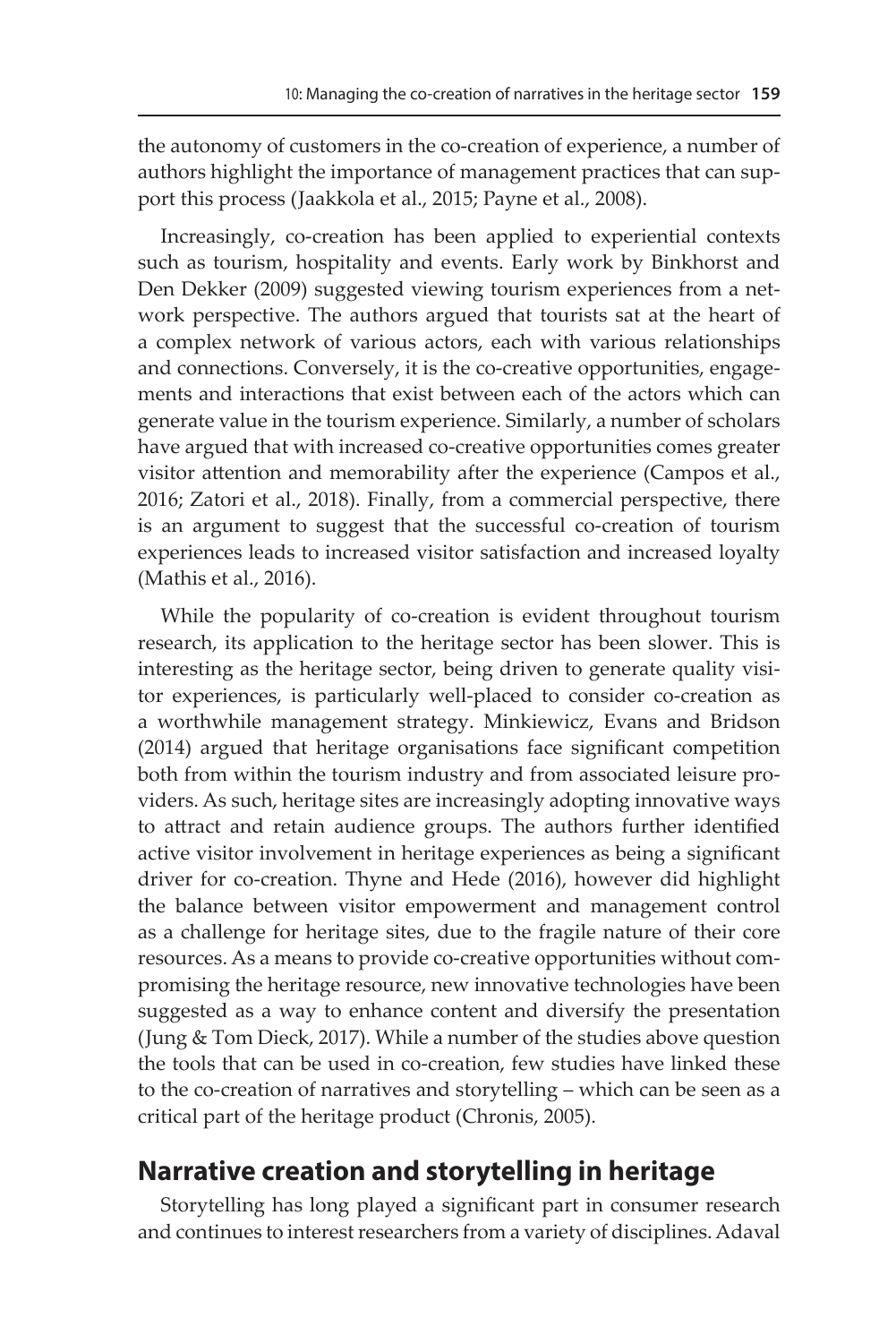the autonomy of customers in the co-creation of experience, a number of authors highlight the importance of management practices that can support this process (Jaakkola et al., 2015; Payne et al., 2008).

Increasingly, co-creation has been applied to experiential contexts such as tourism, hospitality and events. Early work by Binkhorst and Den Dekker (2009) suggested viewing tourism experiences from a network perspective. The authors argued that tourists sat at the heart of a complex network of various actors, each with various relationships and connections. Conversely, it is the co-creative opportunities, engagements and interactions that exist between each of the actors which can generate value in the tourism experience. Similarly, a number of scholars have argued that with increased co-creative opportunities comes greater visitor attention and memorability after the experience (Campos et al., 2016; Zatori et al., 2018). Finally, from a commercial perspective, there is an argument to suggest that the successful co-creation of tourism experiences leads to increased visitor satisfaction and increased loyalty (Mathis et al., 2016).

While the popularity of co-creation is evident throughout tourism research, its application to the heritage sector has been slower. This is interesting as the heritage sector, being driven to generate quality visitor experiences, is particularly well-placed to consider co-creation as a worthwhile management strategy. Minkiewicz, Evans and Bridson (2014) argued that heritage organisations face significant competition both from within the tourism industry and from associated leisure providers. As such, heritage sites are increasingly adopting innovative ways to attract and retain audience groups. The authors further identified active visitor involvement in heritage experiences as being a significant driver for co-creation. Thyne and Hede (2016), however did highlight the balance between visitor empowerment and management control as a challenge for heritage sites, due to the fragile nature of their core resources. As a means to provide co-creative opportunities without compromising the heritage resource, new innovative technologies have been suggested as a way to enhance content and diversify the presentation (Jung & Tom Dieck, 2017). While a number of the studies above question the tools that can be used in co-creation, few studies have linked these to the co-creation of narratives and storytelling – which can be seen as a critical part of the heritage product (Chronis, 2005).

## Narrative creation and storytelling in heritage

Storytelling has long played a significant part in consumer research and continues to interest researchers from a variety of disciplines. Adaval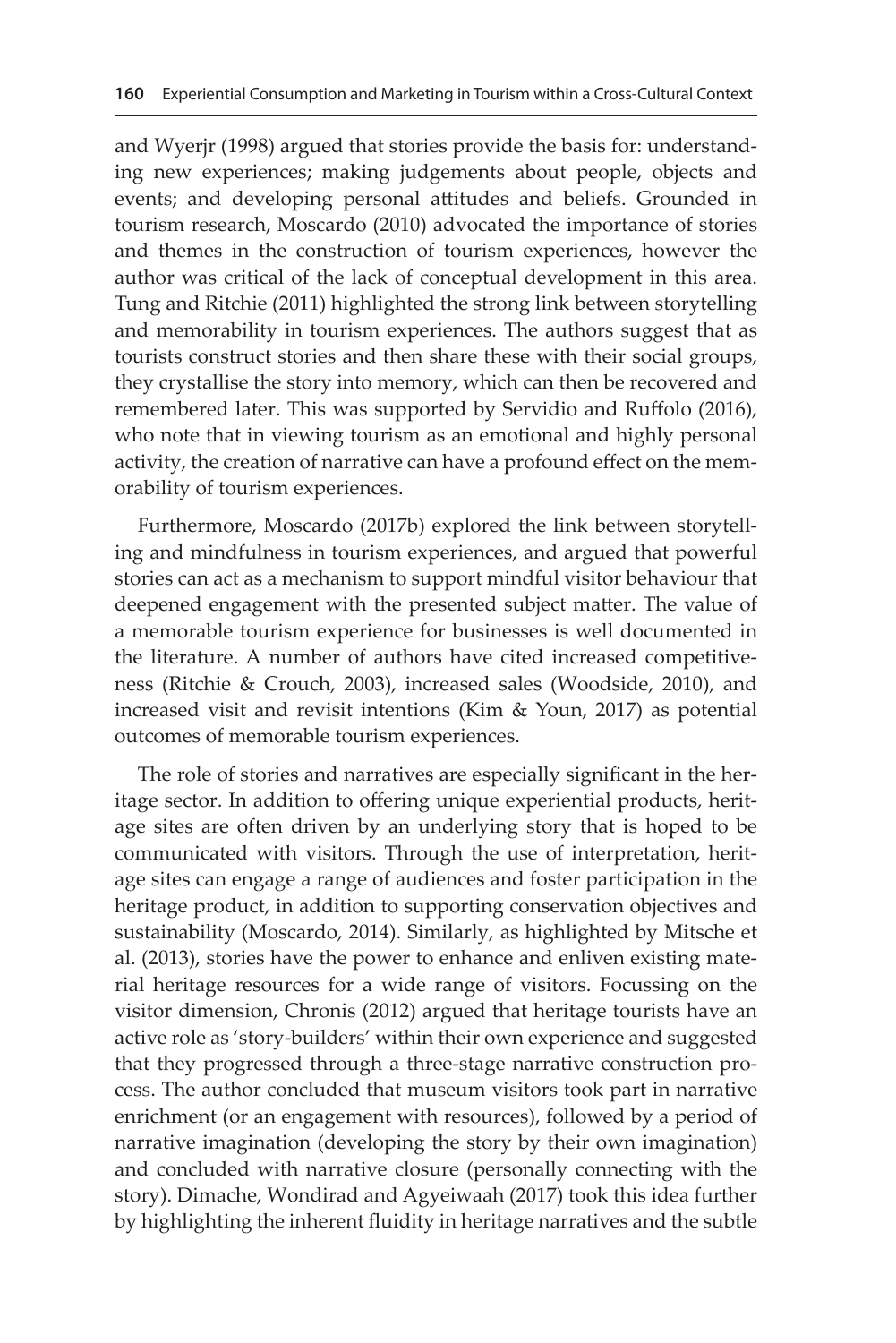and Wyerjr (1998) argued that stories provide the basis for: understanding new experiences; making judgements about people, objects and events; and developing personal attitudes and beliefs. Grounded in tourism research, Moscardo (2010) advocated the importance of stories and themes in the construction of tourism experiences, however the author was critical of the lack of conceptual development in this area. Tung and Ritchie (2011) highlighted the strong link between storytelling and memorability in tourism experiences. The authors suggest that as tourists construct stories and then share these with their social groups, they crystallise the story into memory, which can then be recovered and remembered later. This was supported by Servidio and Ruffolo (2016), who note that in viewing tourism as an emotional and highly personal activity, the creation of narrative can have a profound effect on the memorability of tourism experiences.

Furthermore, Moscardo (2017b) explored the link between storytelling and mindfulness in tourism experiences, and argued that powerful stories can act as a mechanism to support mindful visitor behaviour that deepened engagement with the presented subject matter. The value of a memorable tourism experience for businesses is well documented in the literature. A number of authors have cited increased competitiveness (Ritchie & Crouch, 2003), increased sales (Woodside, 2010), and increased visit and revisit intentions (Kim & Youn, 2017) as potential outcomes of memorable tourism experiences.

The role of stories and narratives are especially significant in the heritage sector. In addition to offering unique experiential products, heritage sites are often driven by an underlying story that is hoped to be communicated with visitors. Through the use of interpretation, heritage sites can engage a range of audiences and foster participation in the heritage product, in addition to supporting conservation objectives and sustainability (Moscardo, 2014). Similarly, as highlighted by Mitsche et al. (2013), stories have the power to enhance and enliven existing material heritage resources for a wide range of visitors. Focussing on the visitor dimension, Chronis (2012) argued that heritage tourists have an active role as 'story-builders' within their own experience and suggested that they progressed through a three-stage narrative construction process. The author concluded that museum visitors took part in narrative enrichment (or an engagement with resources), followed by a period of narrative imagination (developing the story by their own imagination) and concluded with narrative closure (personally connecting with the story). Dimache, Wondirad and Agyeiwaah (2017) took this idea further by highlighting the inherent fluidity in heritage narratives and the subtle